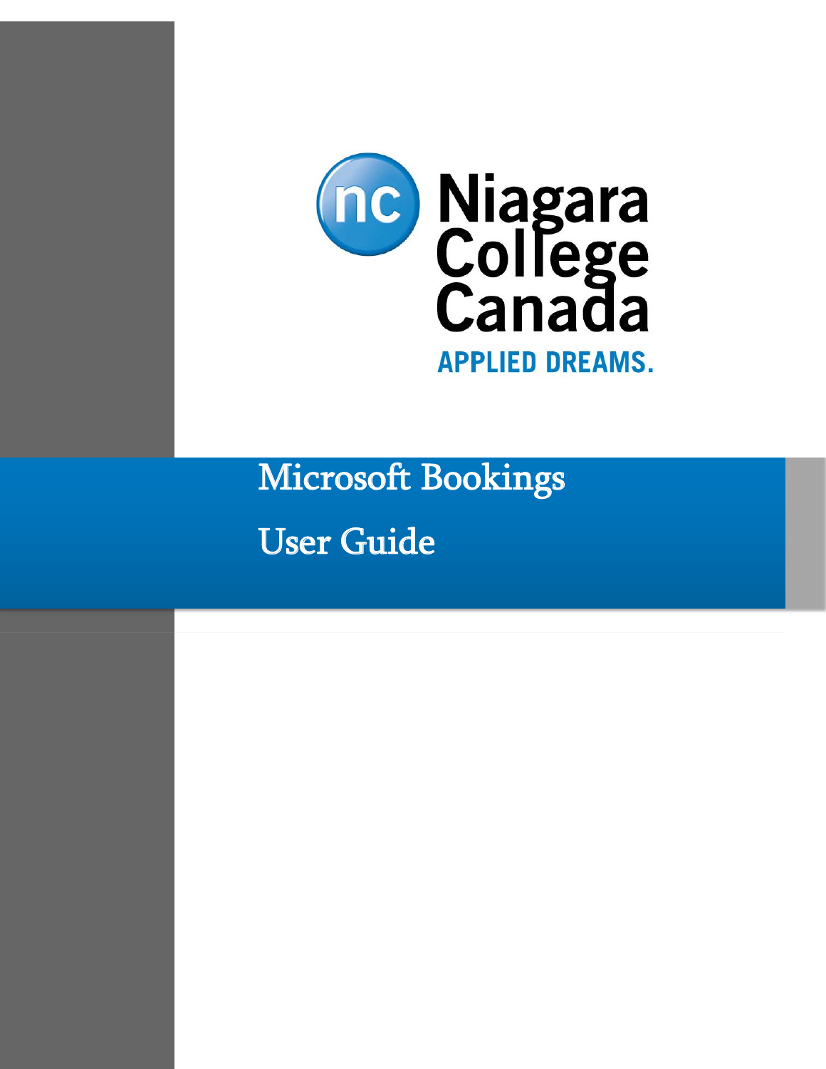Niagara College Canada

APPLIED DREAMS.

# Microsoft Bookings

# User Guide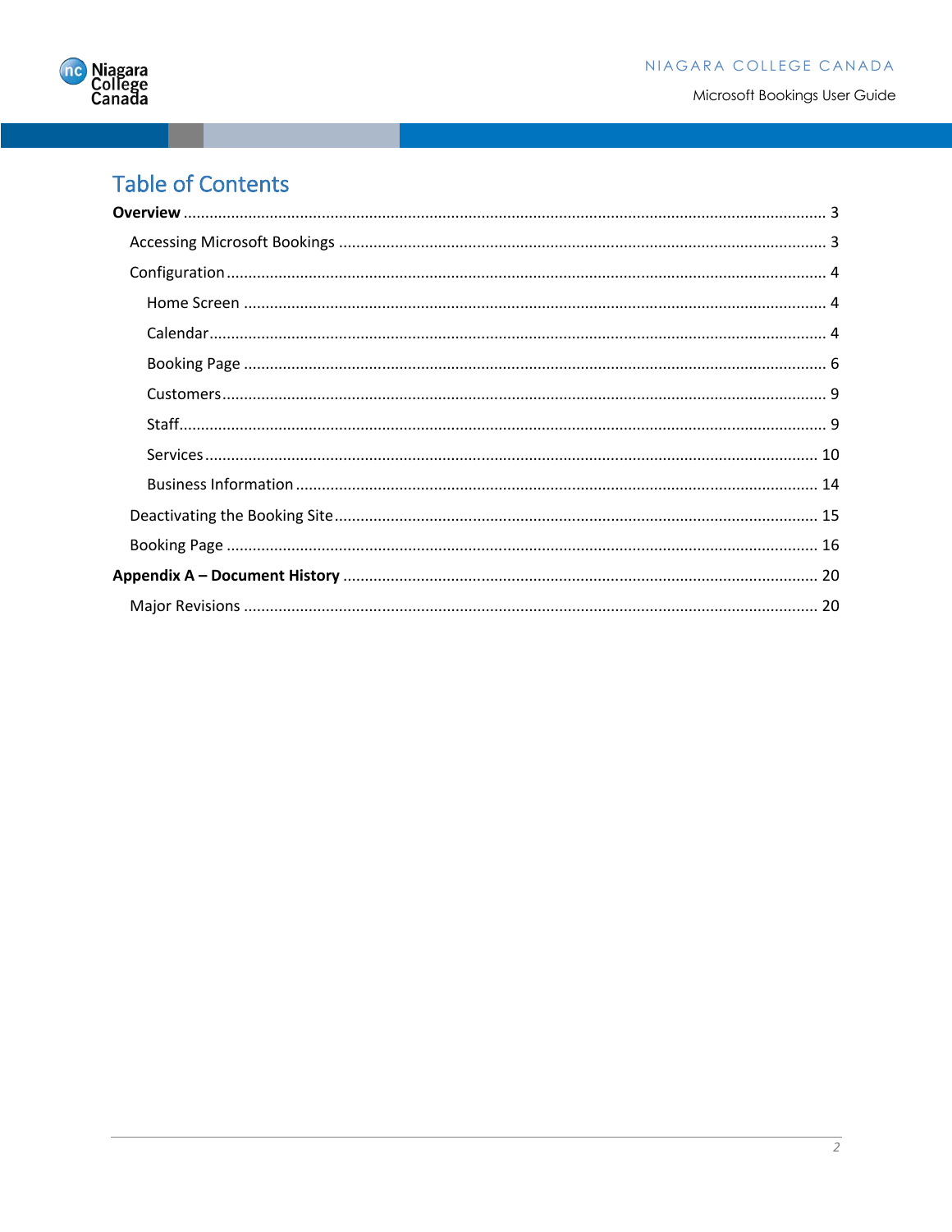# Table of Contents

**Overview** ... 3

- Accessing Microsoft Bookings ... 3
- Configuration ... 4
  - Home Screen ... 4
  - Calendar ... 4
  - Booking Page ... 6
  - Customers ... 9
  - Staff ... 9
  - Services ... 10
  - Business Information ... 14
- Deactivating the Booking Site ... 15
- Booking Page ... 16

**Appendix A – Document History** ... 20

- Major Revisions ... 20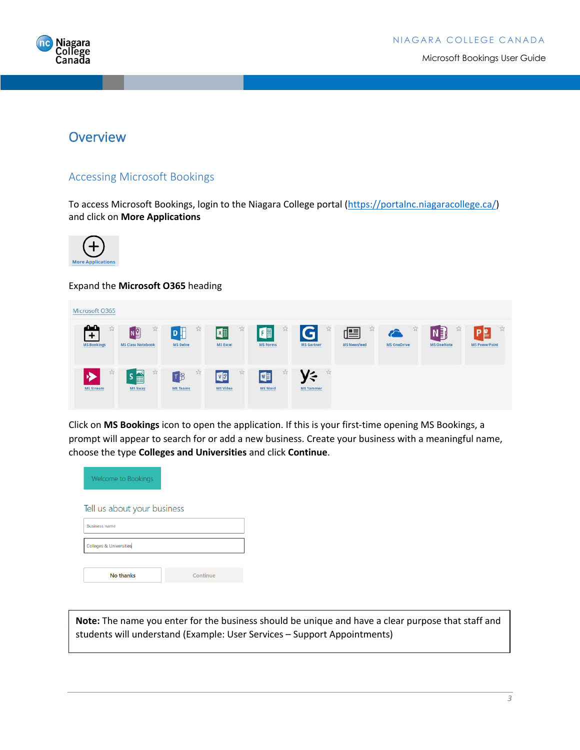# Overview

## Accessing Microsoft Bookings

To access Microsoft Bookings, login to the Niagara College portal (https://portalnc.niagaracollege.ca/) and click on **More Applications**

Expand the **Microsoft O365** heading

Click on **MS Bookings** icon to open the application. If this is your first-time opening MS Bookings, a prompt will appear to search for or add a new business. Create your business with a meaningful name, choose the type **Colleges and Universities** and click **Continue**.

**Note:** The name you enter for the business should be unique and have a clear purpose that staff and students will understand (Example: User Services – Support Appointments)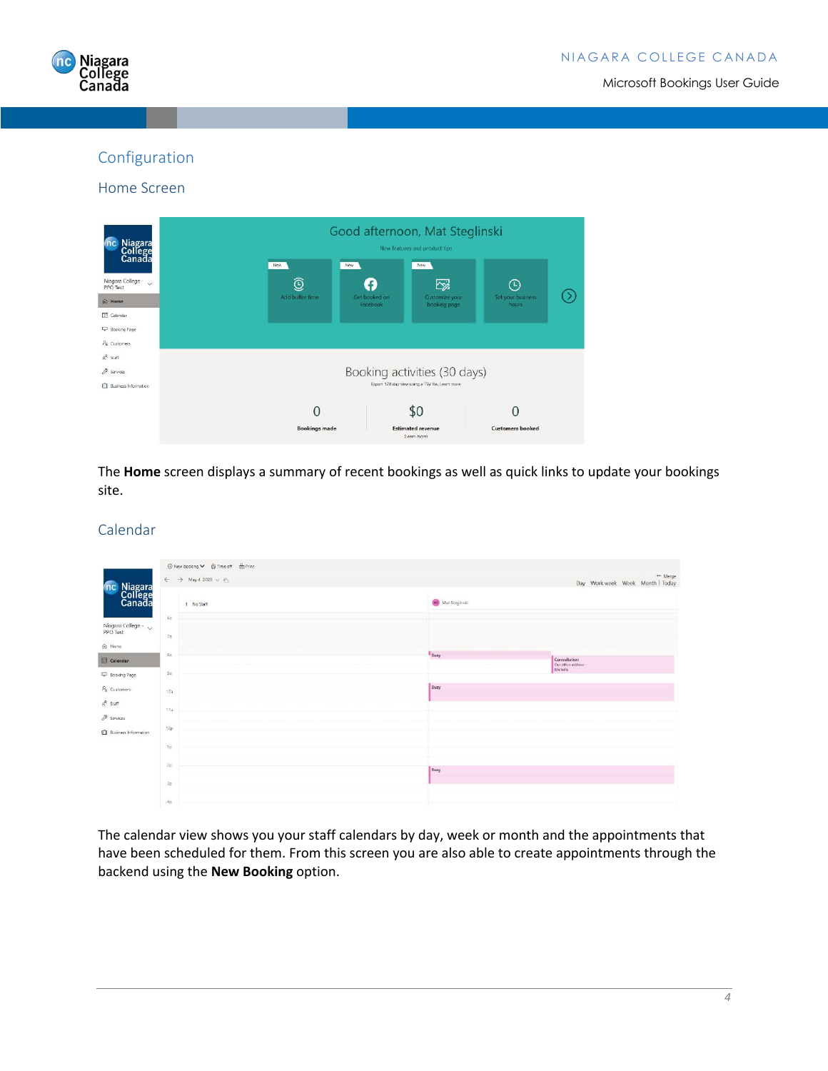# Configuration

## Home Screen

The **Home** screen displays a summary of recent bookings as well as quick links to update your bookings site.

## Calendar

The calendar view shows you your staff calendars by day, week or month and the appointments that have been scheduled for them. From this screen you are also able to create appointments through the backend using the **New Booking** option.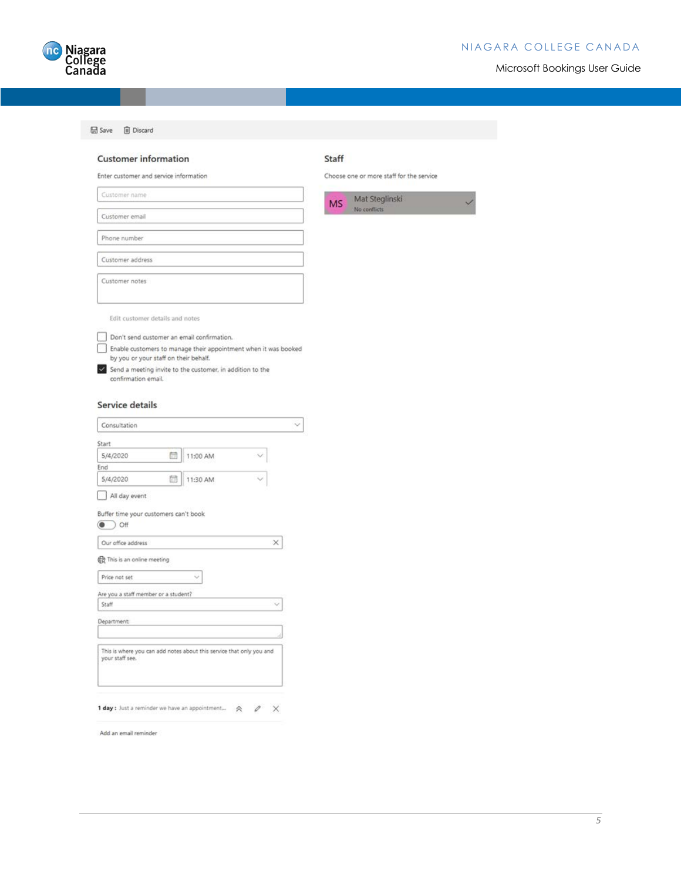Save Discard

## Customer information

Enter customer and service information

Customer name

Customer email

Phone number

Customer address

Customer notes

Edit customer details and notes

- [ ] Don't send customer an email confirmation.
- [ ] Enable customers to manage their appointment when it was booked by you or your staff on their behalf.
- [x] Send a meeting invite to the customer, in addition to the confirmation email.

## Staff

Choose one or more staff for the service

MS Mat Steglinski
No conflicts

## Service details

Consultation

Start
5/4/2020 11:00 AM

End
5/4/2020 11:30 AM

- [ ] All day event

Buffer time your customers can't book
Off

Our office address

This is an online meeting

Price not set

Are you a staff member or a student?
Staff

Department:

This is where you can add notes about this service that only you and your staff see.

**1 day :** Just a reminder we have an appointment...

Add an email reminder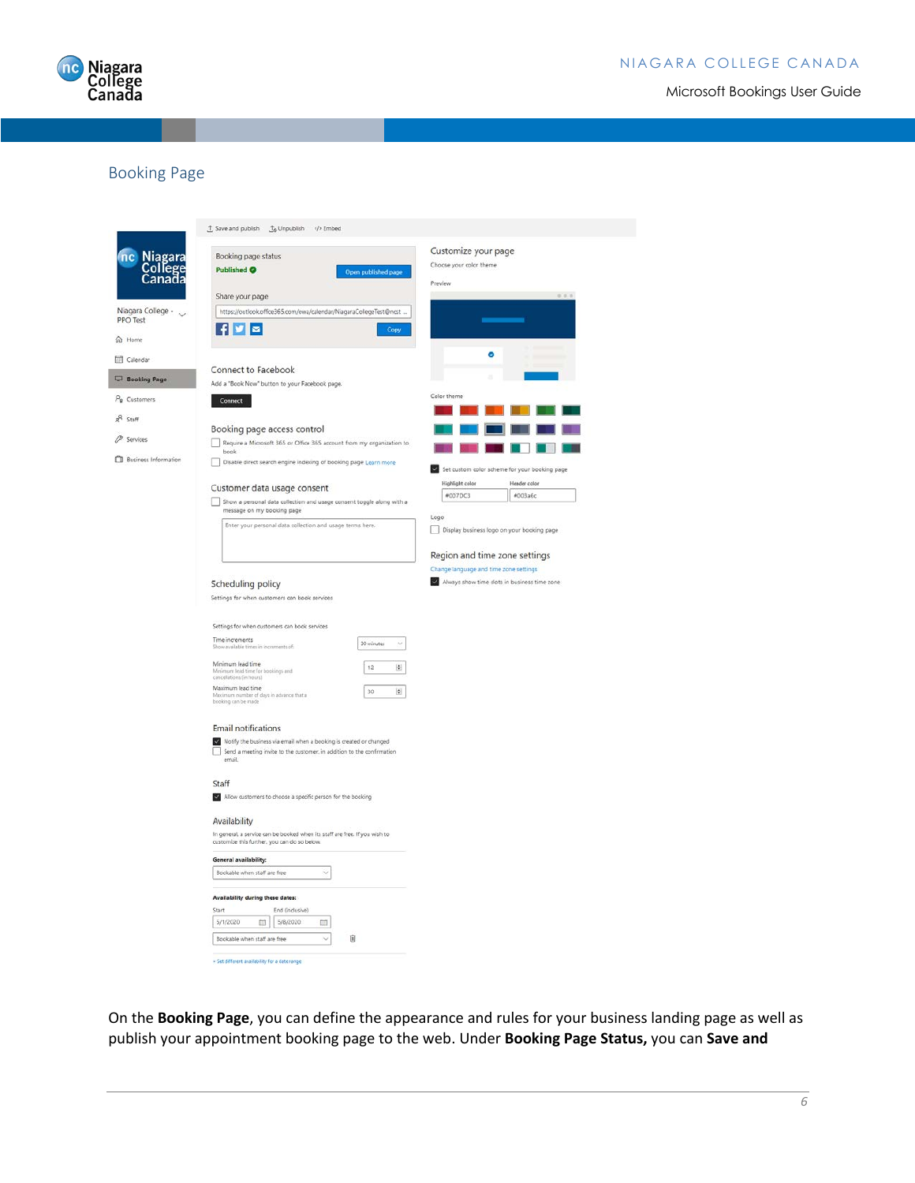## Booking Page

On the **Booking Page**, you can define the appearance and rules for your business landing page as well as publish your appointment booking page to the web. Under **Booking Page Status,** you can **Save and**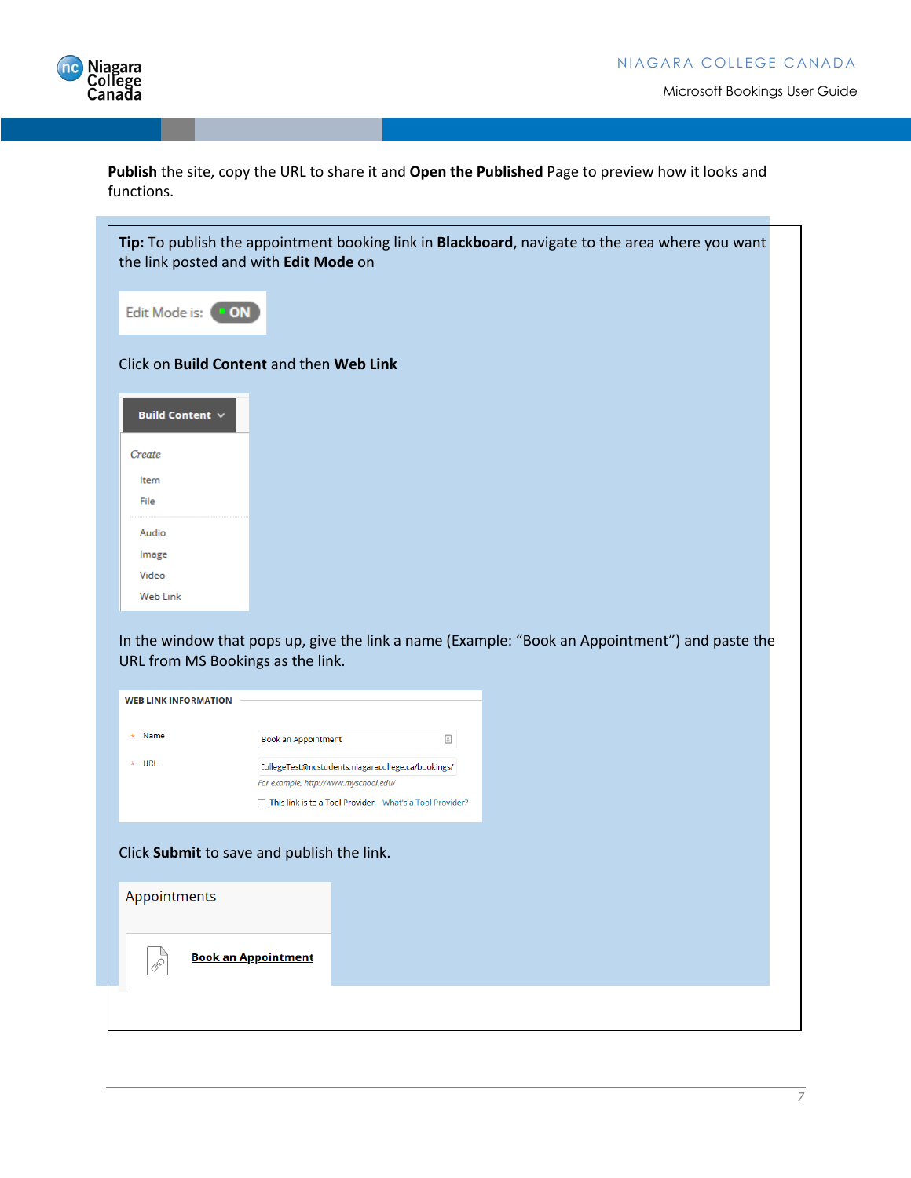**Publish** the site, copy the URL to share it and **Open the Published** Page to preview how it looks and functions.

**Tip:** To publish the appointment booking link in **Blackboard**, navigate to the area where you want the link posted and with **Edit Mode** on

Edit Mode is: ON

Click on **Build Content** and then **Web Link**

Build Content

*Create*

Item
File
Audio
Image
Video
Web Link

In the window that pops up, give the link a name (Example: "Book an Appointment") and paste the URL from MS Bookings as the link.

WEB LINK INFORMATION

\* Name: Book an Appointment

\* URL: CollegeTest@ncstudents.niagaracollege.ca/bookings/

*For example, http://www.myschool.edu/*

☐ This link is to a Tool Provider. What's a Tool Provider?

Click **Submit** to save and publish the link.

Appointments

**Book an Appointment**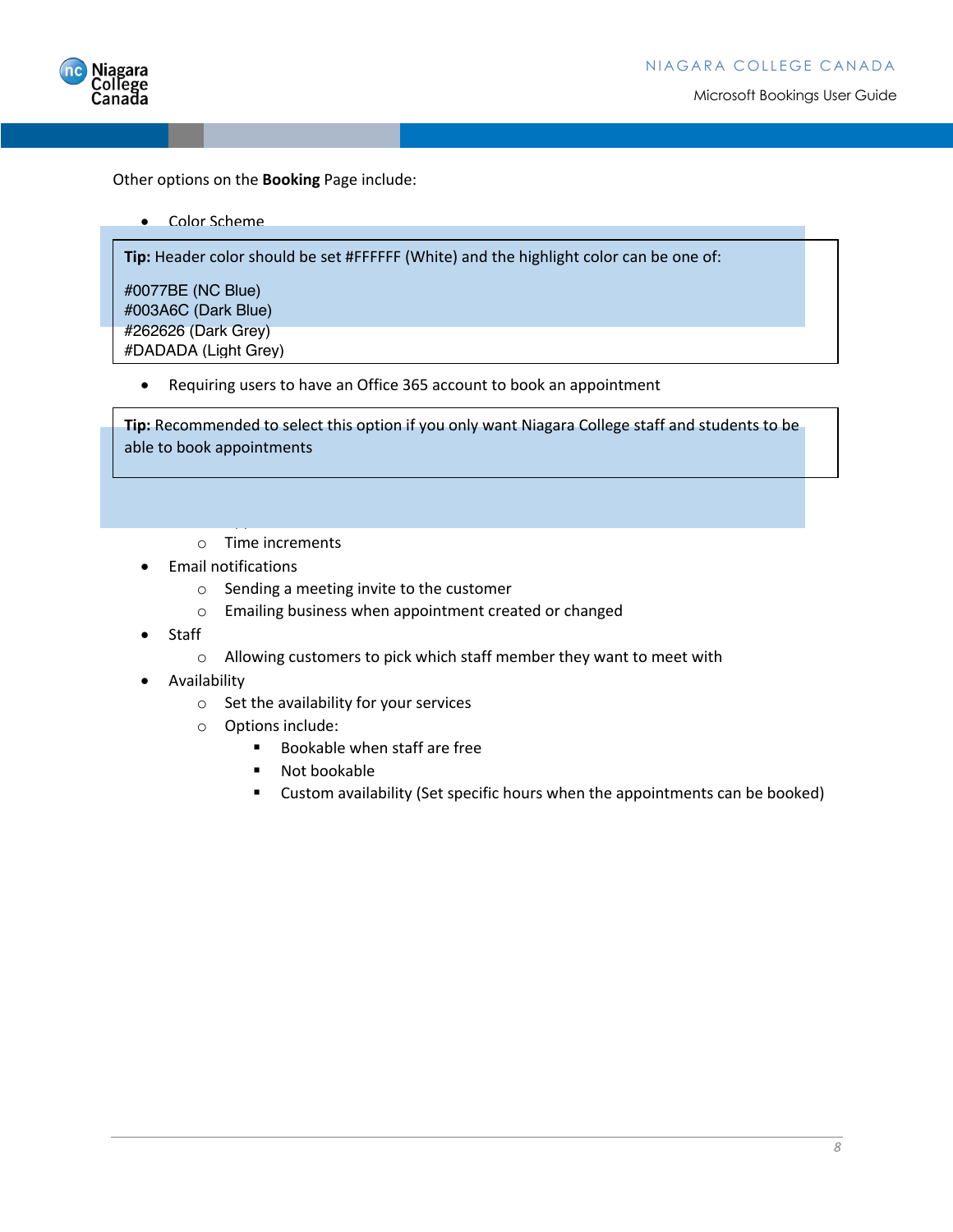Other options on the **Booking** Page include:

- Color Scheme

> **Tip:** Header color should be set #FFFFFF (White) and the highlight color can be one of:
>
> #0077BE (NC Blue)
> #003A6C (Dark Blue)
> #262626 (Dark Grey)
> #DADADA (Light Grey)

- Requiring users to have an Office 365 account to book an appointment

> **Tip:** Recommended to select this option if you only want Niagara College staff and students to be able to book appointments

- o Time increments
- Email notifications
  - o Sending a meeting invite to the customer
  - o Emailing business when appointment created or changed
- Staff
  - o Allowing customers to pick which staff member they want to meet with
- Availability
  - o Set the availability for your services
  - o Options include:
    - Bookable when staff are free
    - Not bookable
    - Custom availability (Set specific hours when the appointments can be booked)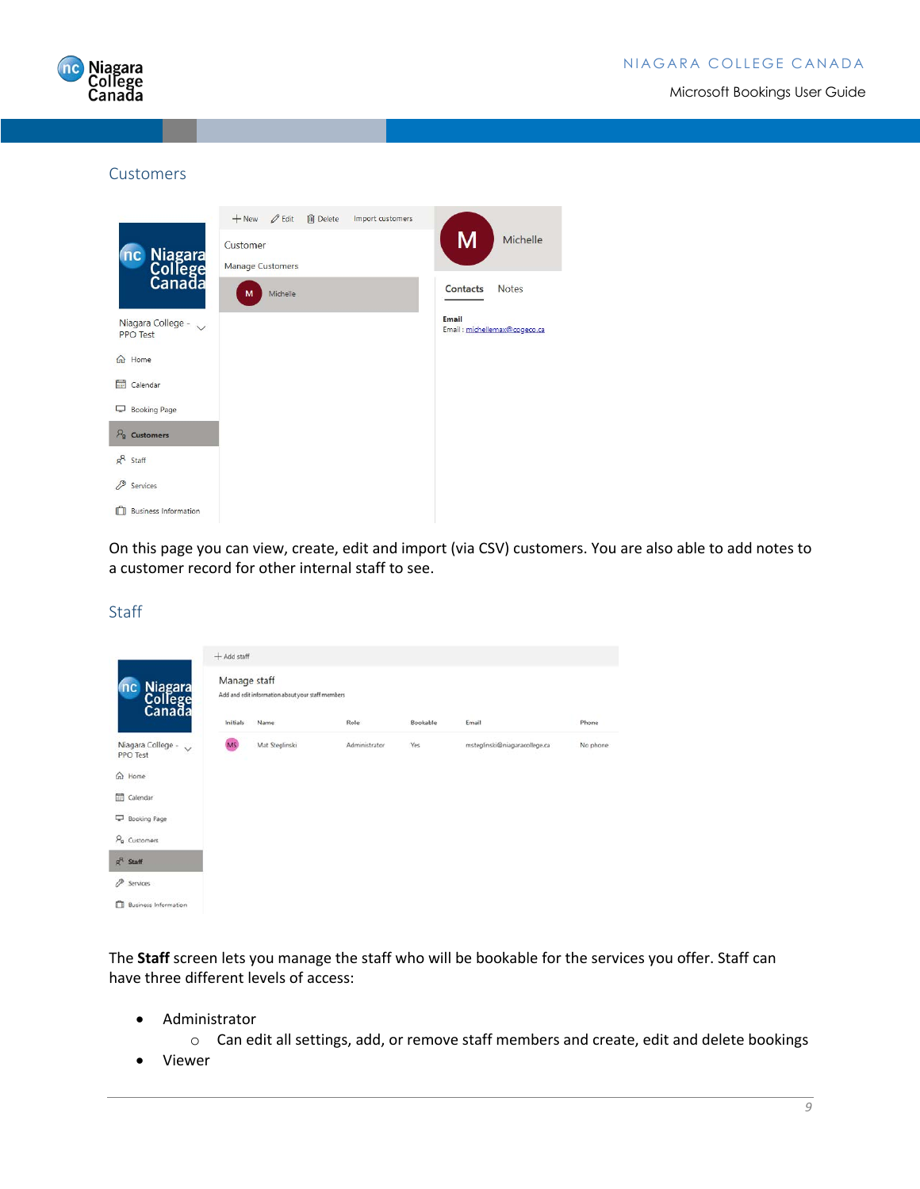## Customers

On this page you can view, create, edit and import (via CSV) customers. You are also able to add notes to a customer record for other internal staff to see.

## Staff

The **Staff** screen lets you manage the staff who will be bookable for the services you offer. Staff can have three different levels of access:

- Administrator
  - Can edit all settings, add, or remove staff members and create, edit and delete bookings
- Viewer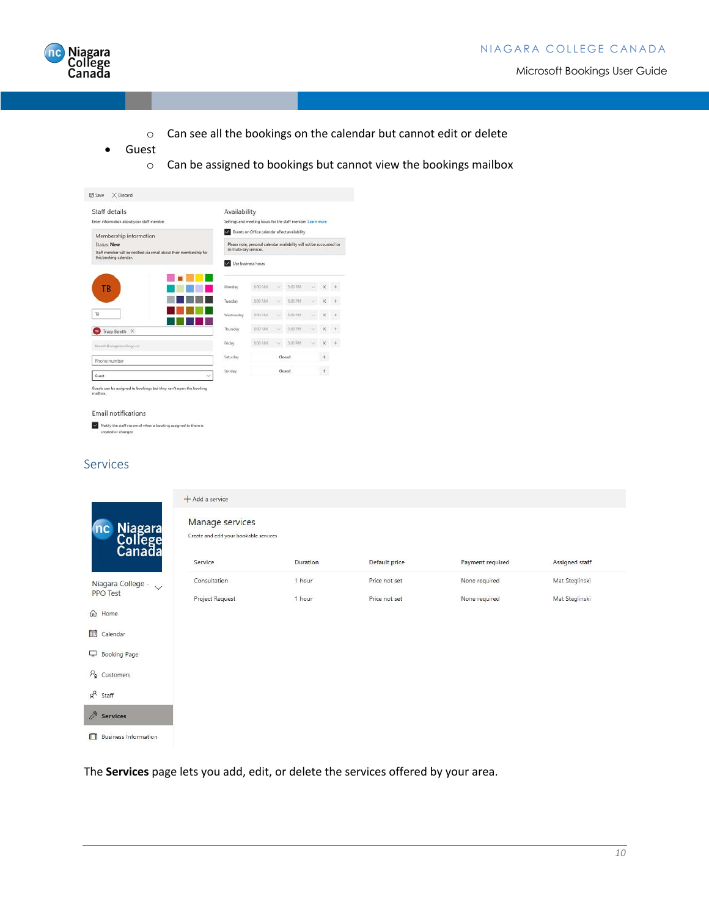- Can see all the bookings on the calendar but cannot edit or delete
- Guest
   - Can be assigned to bookings but cannot view the bookings mailbox

## Services

The **Services** page lets you add, edit, or delete the services offered by your area.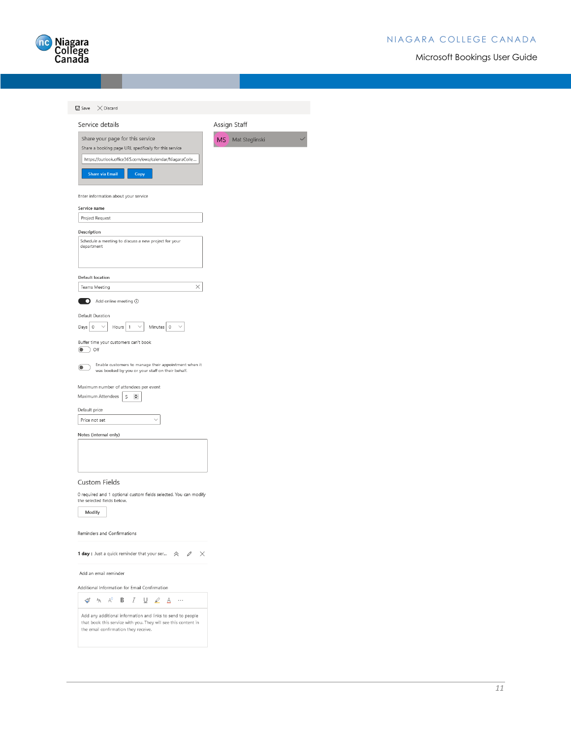Save   Discard

## Service details

Share your page for this service

Share a booking page URL specifically for this service

https://outlook.office365.com/owa/calendar/NiagaraColle...

Share via Email   Copy

## Assign Staff

MS Mat Steglinski

Enter information about your service

**Service name**

Project Request

**Description**

Schedule a meeting to discuss a new project for your department

**Default location**

Teams Meeting

Add online meeting

Default Duration

Days 0   Hours 1   Minutes 0

Buffer time your customers can't book

Off

Enable customers to manage their appointment when it was booked by you or your staff on their behalf.

Maximum number of attendees per event

Maximum Attendees 5

Default price

Price not set

**Notes (internal only)**

## Custom Fields

0 required and 1 optional custom fields selected. You can modify the selected fields below.

Modify

Reminders and Confirmations

**1 day :** Just a quick reminder that your ser...

Add an email reminder

Additional Information for Email Confirmation

Add any additional information and links to send to people that book this service with you. They will see this content in the email confirmation they receive.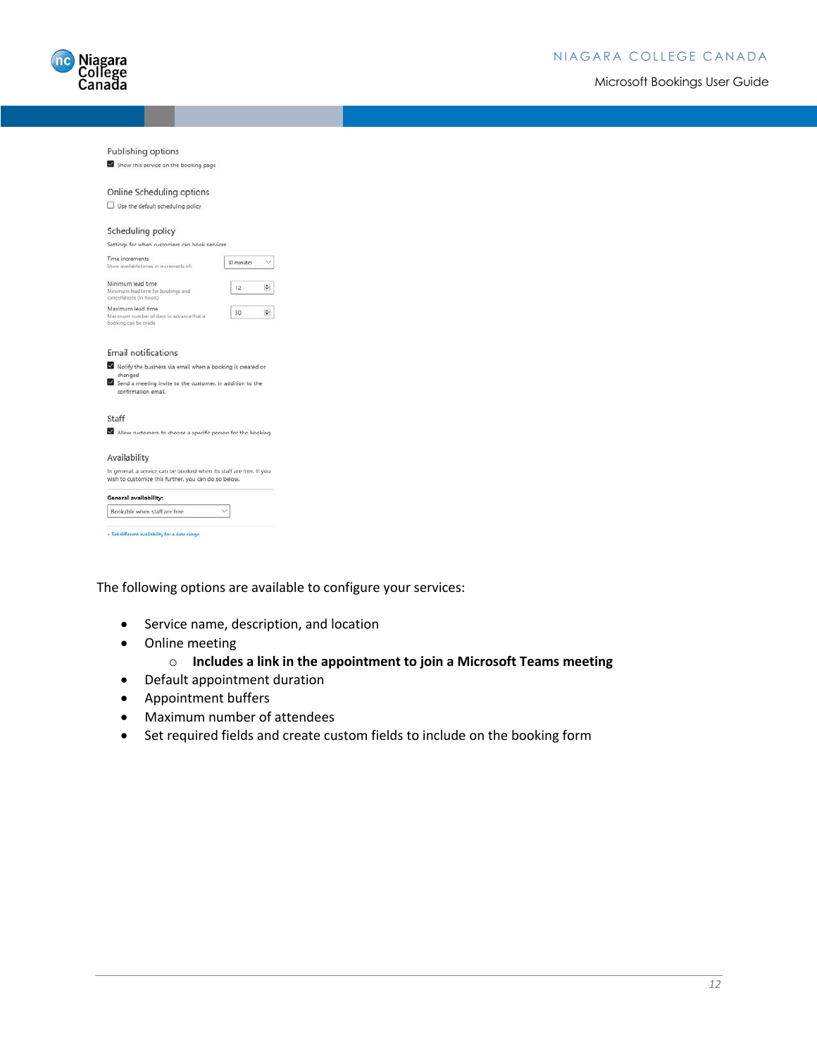Publishing options

- [x] Show this service on the booking page

Online Scheduling options

- [ ] Use the default scheduling policy

Scheduling policy

Settings for when customers can book services

Time increments
Show available times in increments of: 30 minutes

Minimum lead time
Minimum lead time for bookings and cancellations (in hours): 12

Maximum lead time
Maximum number of days in advance that a booking can be made: 30

Email notifications

- [x] Notify the business via email when a booking is created or changed
- [x] Send a meeting invite to the customer, in addition to the confirmation email.

Staff

- [x] Allow customers to choose a specific person for the booking

Availability

In general, a service can be booked when its staff are free. If you wish to customize this further, you can do so below.

**General availability:**

Bookable when staff are free

+ Set different availability for a date range

The following options are available to configure your services:

- Service name, description, and location
- Online meeting
  - **Includes a link in the appointment to join a Microsoft Teams meeting**
- Default appointment duration
- Appointment buffers
- Maximum number of attendees
- Set required fields and create custom fields to include on the booking form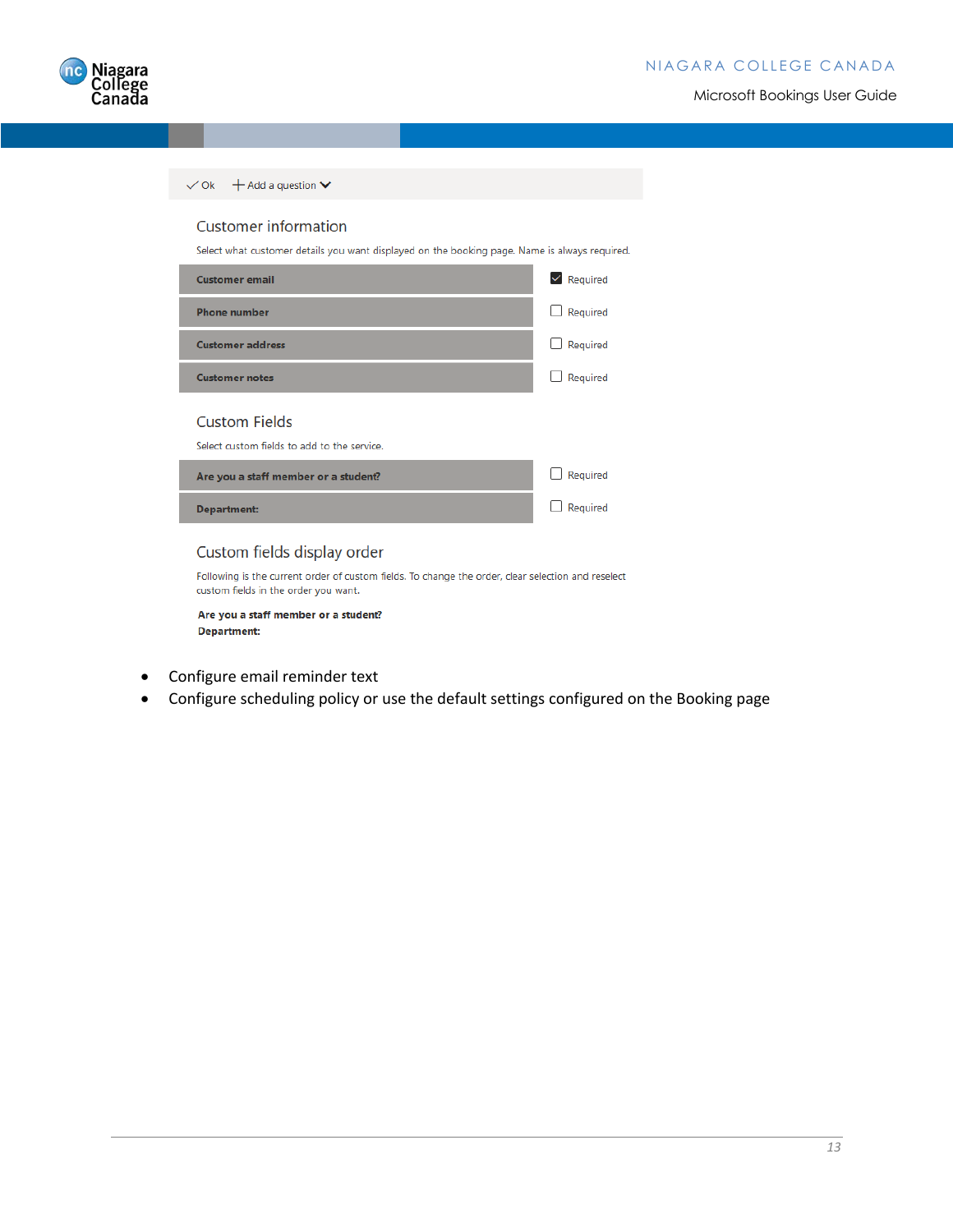✓ Ok    + Add a question

## Customer information

Select what customer details you want displayed on the booking page. Name is always required.

| Field | Required |
| --- | --- |
| **Customer email** | ☑ Required |
| **Phone number** | ☐ Required |
| **Customer address** | ☐ Required |
| **Customer notes** | ☐ Required |

## Custom Fields

Select custom fields to add to the service.

| Field | Required |
| --- | --- |
| **Are you a staff member or a student?** | ☐ Required |
| **Department:** | ☐ Required |

## Custom fields display order

Following is the current order of custom fields. To change the order, clear selection and reselect custom fields in the order you want.

**Are you a staff member or a student?**
**Department:**

- Configure email reminder text
- Configure scheduling policy or use the default settings configured on the Booking page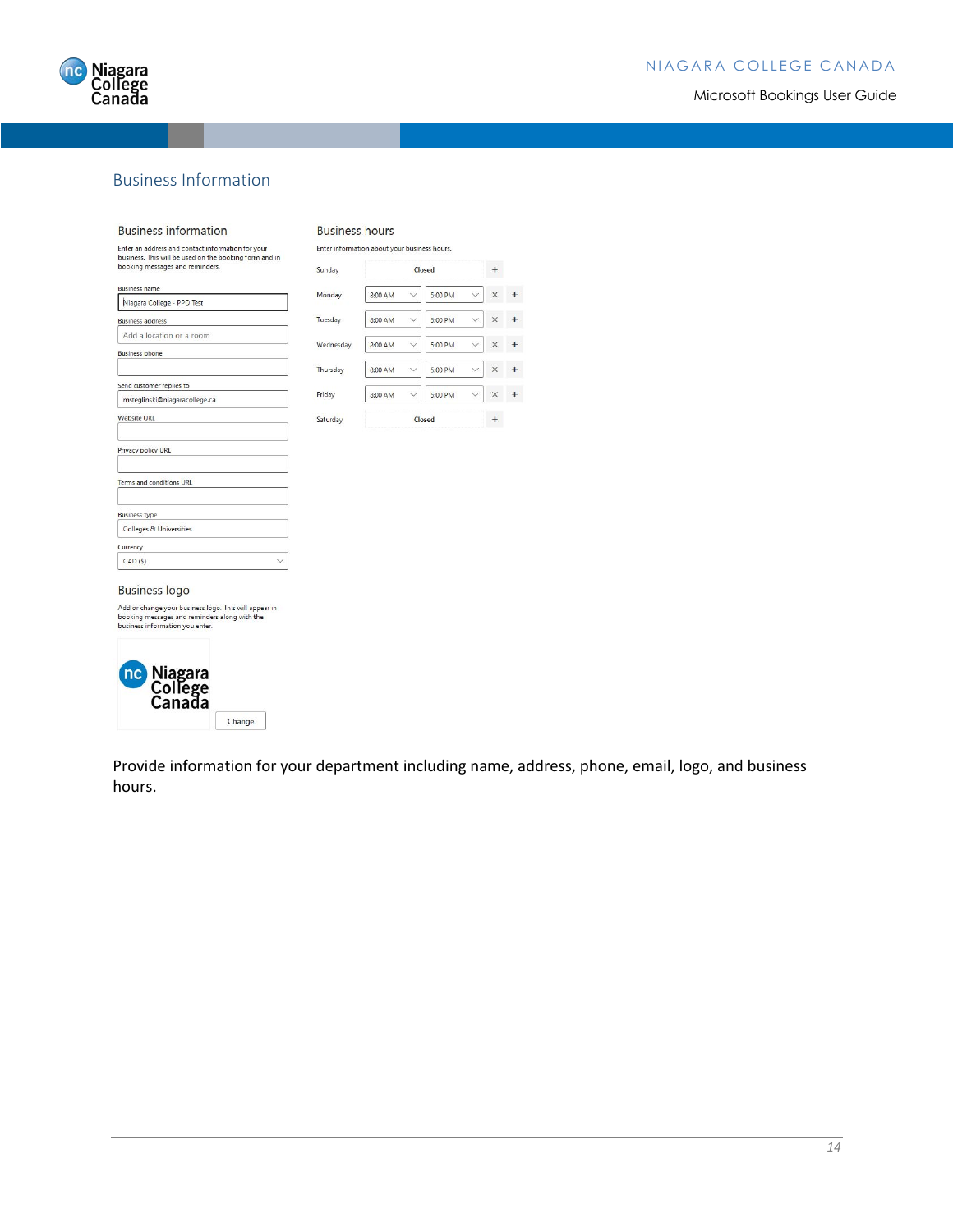## Business Information

### Business information

Enter an address and contact information for your business. This will be used on the booking form and in booking messages and reminders.

Business name

Niagara College - PPO Test

Business address

Add a location or a room

Business phone

Send customer replies to

msteglinski@niagaracollege.ca

Website URL

Privacy policy URL

Terms and conditions URL

Business type

Colleges & Universities

Currency

CAD ($)

### Business logo

Add or change your business logo. This will appear in booking messages and reminders along with the business information you enter.

Change

### Business hours

Enter information about your business hours.

| Day | Start | End |
|---|---|---|
| Sunday | Closed | |
| Monday | 8:00 AM | 5:00 PM |
| Tuesday | 8:00 AM | 5:00 PM |
| Wednesday | 8:00 AM | 5:00 PM |
| Thursday | 8:00 AM | 5:00 PM |
| Friday | 8:00 AM | 5:00 PM |
| Saturday | Closed | |

Provide information for your department including name, address, phone, email, logo, and business hours.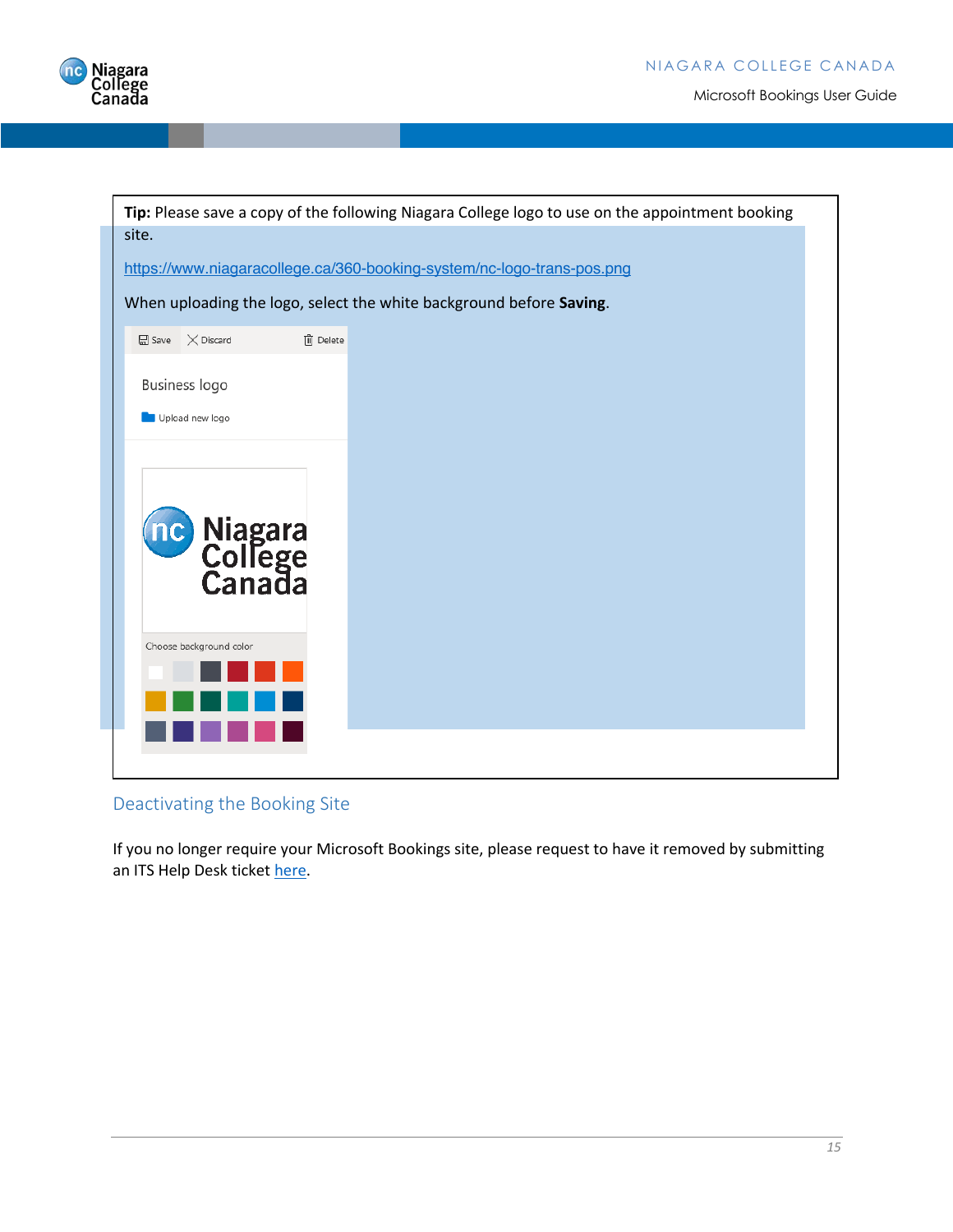**Tip:** Please save a copy of the following Niagara College logo to use on the appointment booking site.

https://www.niagaracollege.ca/360-booking-system/nc-logo-trans-pos.png

When uploading the logo, select the white background before **Saving**.

## Deactivating the Booking Site

If you no longer require your Microsoft Bookings site, please request to have it removed by submitting an ITS Help Desk ticket here.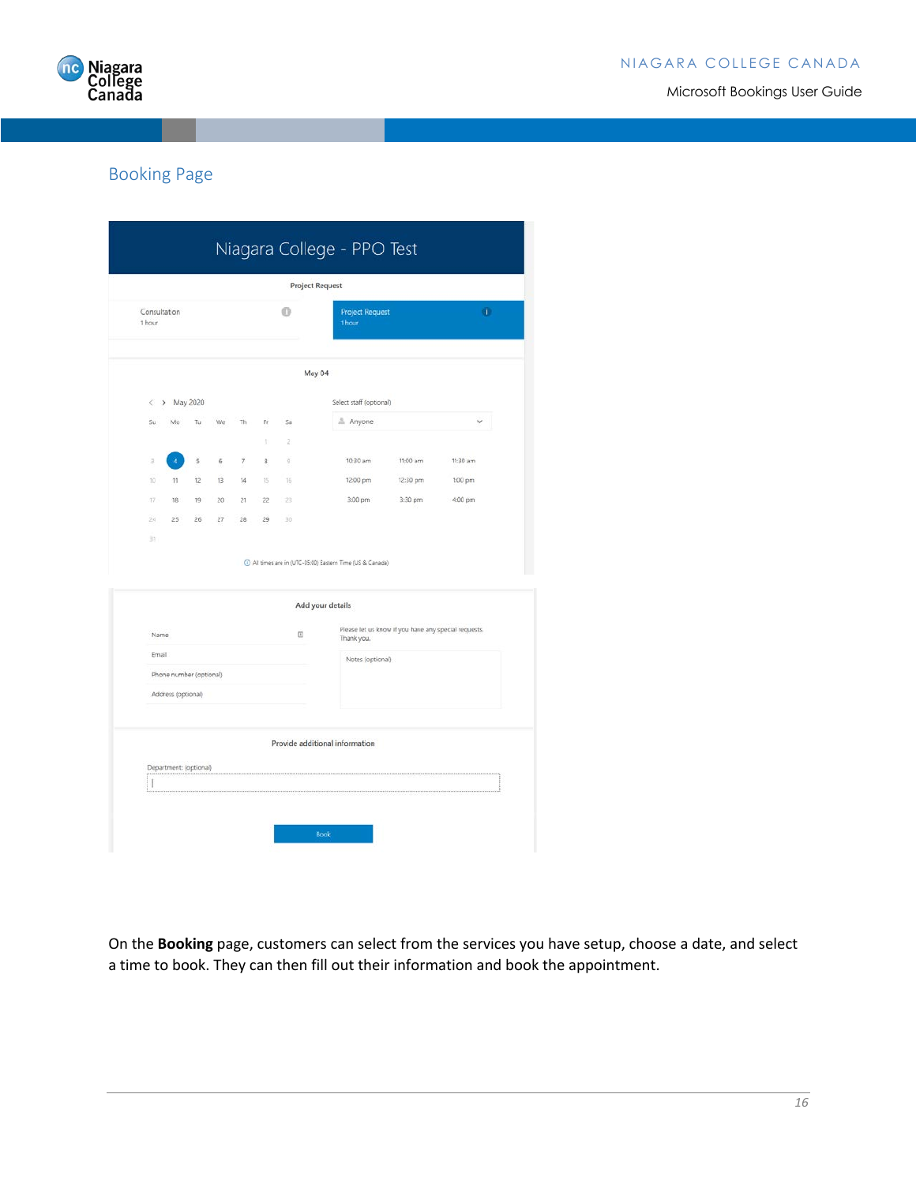## Booking Page

On the **Booking** page, customers can select from the services you have setup, choose a date, and select a time to book. They can then fill out their information and book the appointment.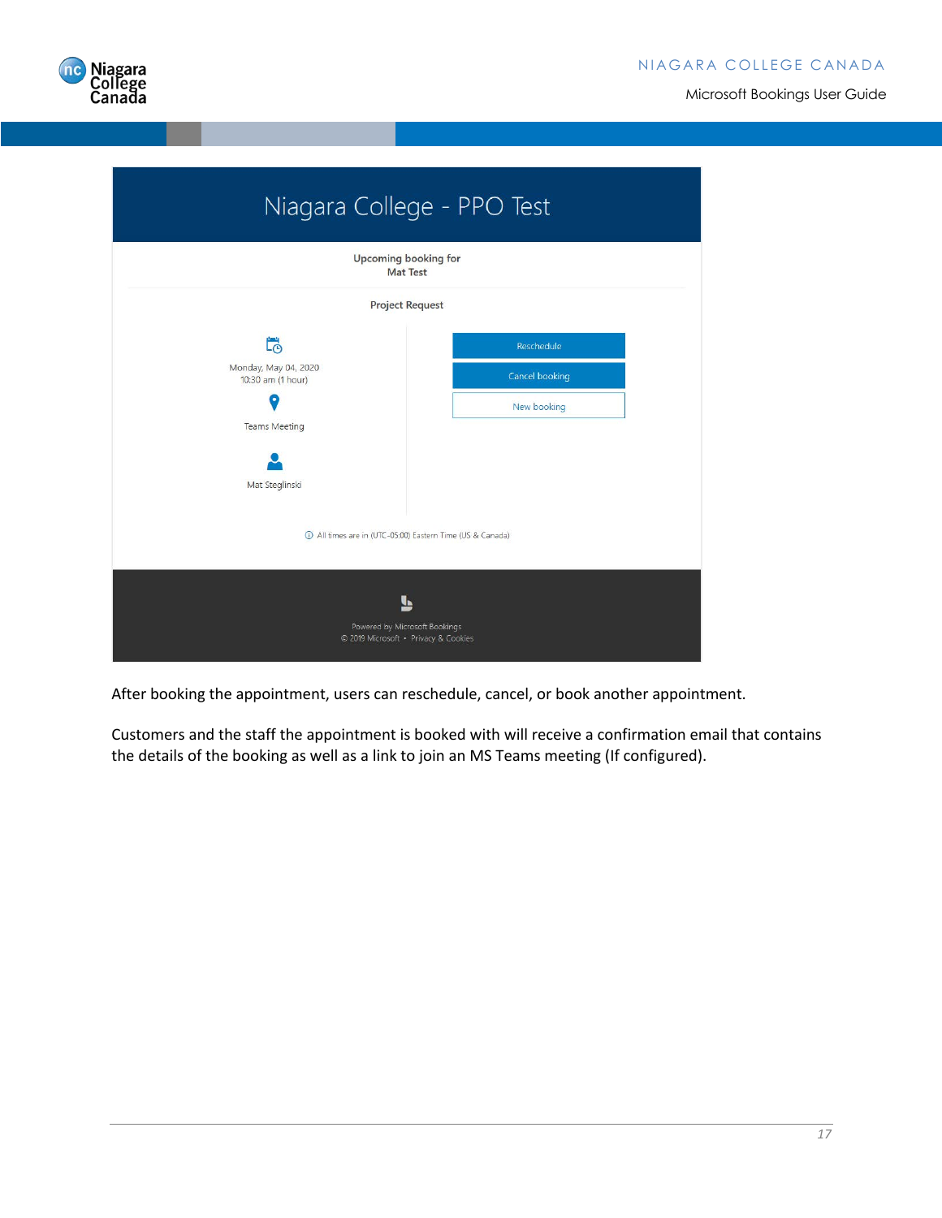Niagara College - PPO Test

Upcoming booking for
Mat Test

Project Request

Monday, May 04, 2020
10:30 am (1 hour)

Teams Meeting

Mat Steglinski

Reschedule

Cancel booking

New booking

All times are in (UTC-05:00) Eastern Time (US & Canada)

Powered by Microsoft Bookings
© 2019 Microsoft • Privacy & Cookies

After booking the appointment, users can reschedule, cancel, or book another appointment.

Customers and the staff the appointment is booked with will receive a confirmation email that contains the details of the booking as well as a link to join an MS Teams meeting (If configured).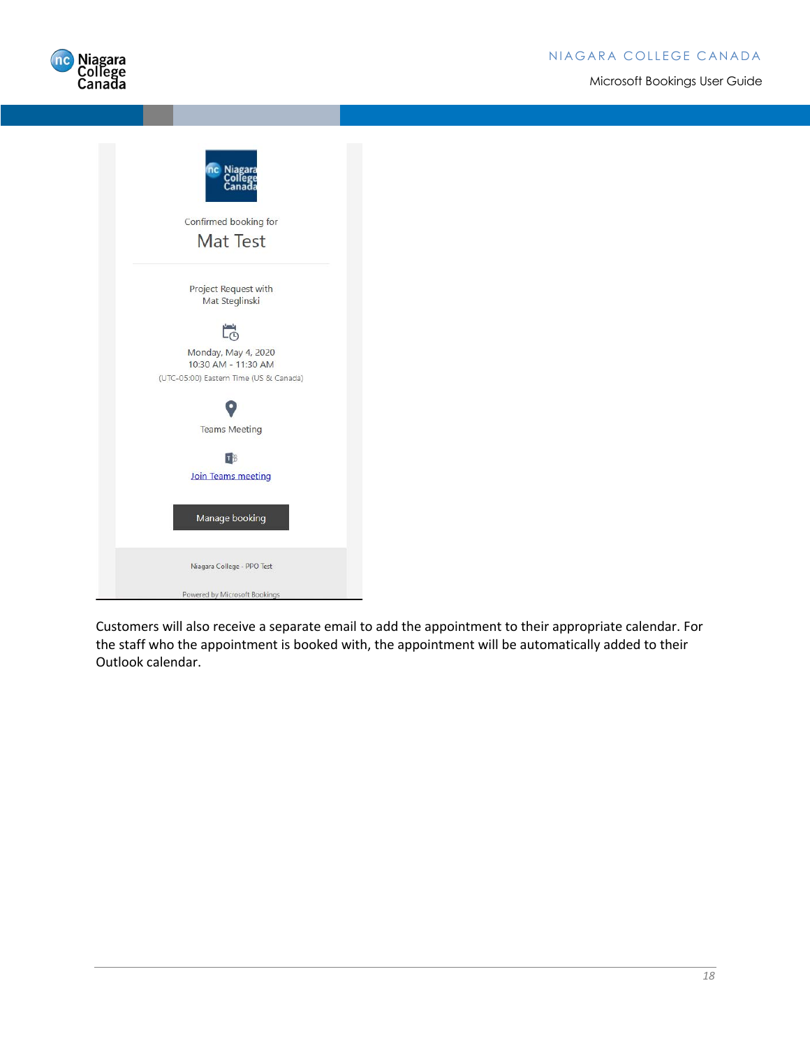Confirmed booking for

Mat Test

Project Request with
Mat Steglinski

Monday, May 4, 2020
10:30 AM - 11:30 AM
(UTC-05:00) Eastern Time (US & Canada)

Teams Meeting

Join Teams meeting

Manage booking

Niagara College - PPO Test

Powered by Microsoft Bookings

Customers will also receive a separate email to add the appointment to their appropriate calendar. For the staff who the appointment is booked with, the appointment will be automatically added to their Outlook calendar.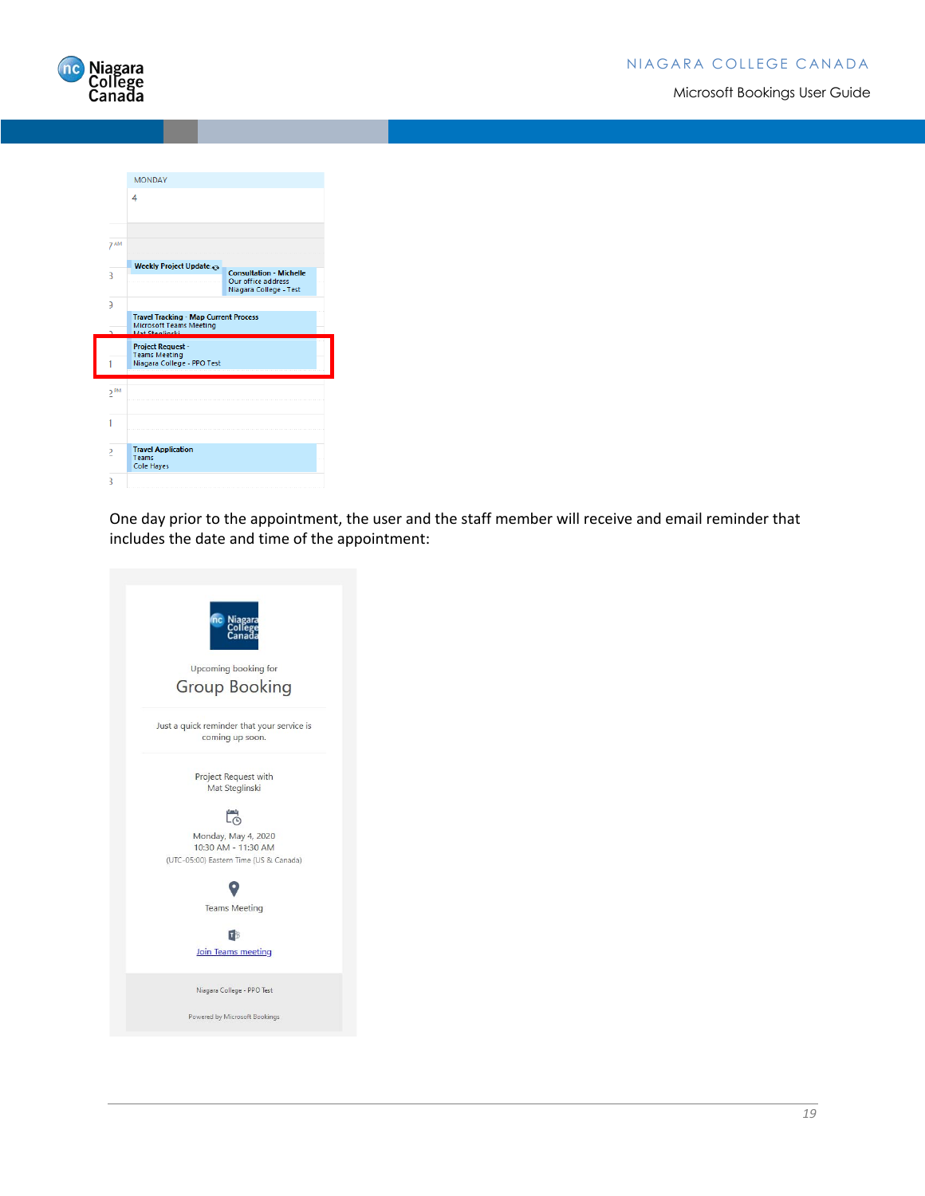One day prior to the appointment, the user and the staff member will receive and email reminder that includes the date and time of the appointment: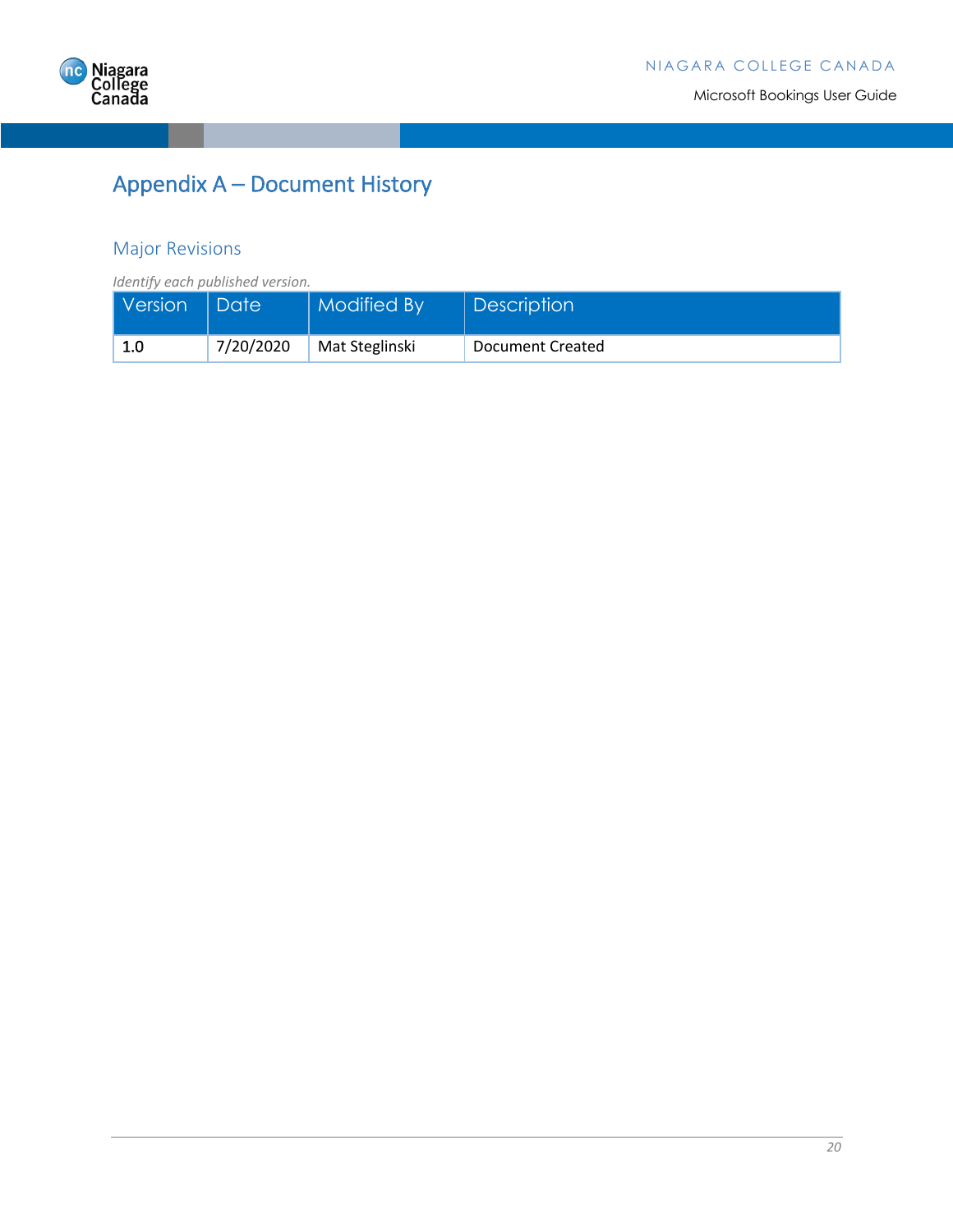# Appendix A – Document History

## Major Revisions

*Identify each published version.*

| Version | Date | Modified By | Description |
|---|---|---|---|
| 1.0 | 7/20/2020 | Mat Steglinski | Document Created |